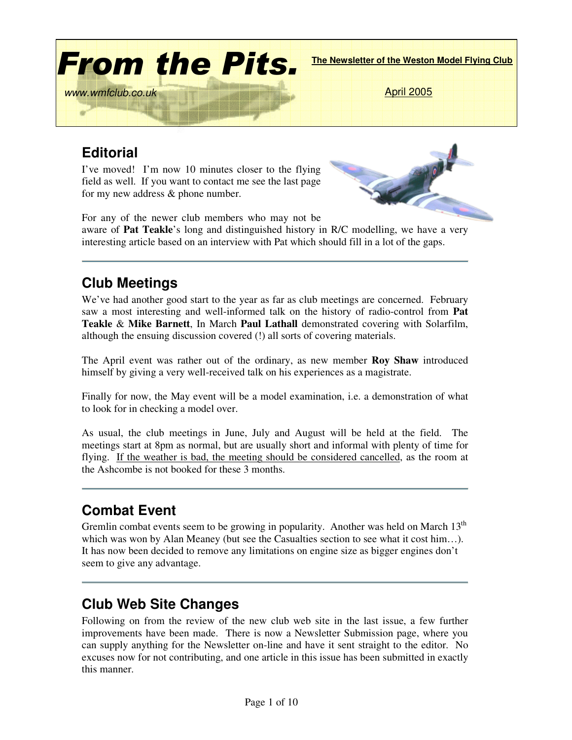# From the Pits.

**The Newsletter of the Weston Model Flying Club**

www.wmfclub.co.uk

April 2005

## Editorial

I've moved! I'm now 10 minutes closer to the flying field as well. If you want to contact me see the last page for my new address & phone number.

For any of the newer club members who may not be aware of **Pat Teakle**'s long and distinguished history in R/C modelling, we have a very interesting article based on an interview with Pat which should fill in a lot of the gaps.

## Club Meetings

We've had another good start to the year as far as club meetings are concerned. February saw a most interesting and well-informed talk on the history of radio-control from **Pat Teakle** & **Mike Barnett**, In March **Paul Lathall** demonstrated covering with Solarfilm, although the ensuing discussion covered (!) all sorts of covering materials.

The April event was rather out of the ordinary, as new member **Roy Shaw** introduced himself by giving a very well-received talk on his experiences as a magistrate.

Finally for now, the May event will be a model examination, i.e. a demonstration of what to look for in checking a model over.

As usual, the club meetings in June, July and August will be held at the field. The meetings start at 8pm as normal, but are usually short and informal with plenty of time for flying. If the weather is bad, the meeting should be considered cancelled, as the room at the Ashcombe is not booked for these 3 months.

## Combat Event

Gremlin combat events seem to be growing in popularity. Another was held on March 13th which was won by Alan Meaney (but see the Casualties section to see what it cost him…). It has now been decided to remove any limitations on engine size as bigger engines don't seem to give any advantage.

## Club Web Site Changes

Following on from the review of the new club web site in the last issue, a few further improvements have been made. There is now a Newsletter Submission page, where you can supply anything for the Newsletter on-line and have it sent straight to the editor. No excuses now for not contributing, and one article in this issue has been submitted in exactly this manner.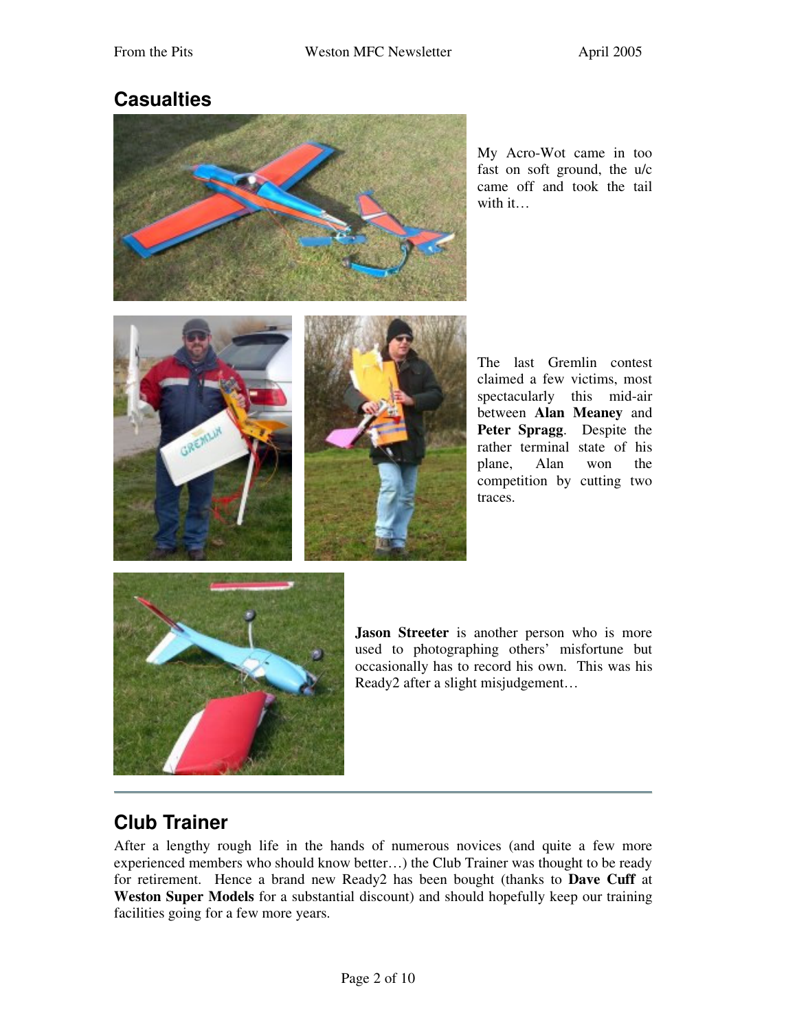## Casualties

My Acro-Wot came in too fast on soft ground, the u/c came off and took the tail with it…

The last Gremlin contest claimed a few victims, most spectacularly this mid-air between **Alan Meaney** and **Peter Spragg**. Despite the rather terminal state of his plane, Alan won the competition by cutting two traces.

**Jason Streeter** is another person who is more used to photographing others' misfortune but occasionally has to record his own. This was his Ready2 after a slight misjudgement…

---

## Club Trainer

After a lengthy rough life in the hands of numerous novices (and quite a few more experienced members who should know better…) the Club Trainer was thought to be ready for retirement. Hence a brand new Ready2 has been bought (thanks to **Dave Cuff** at **Weston Super Models** for a substantial discount) and should hopefully keep our training facilities going for a few more years.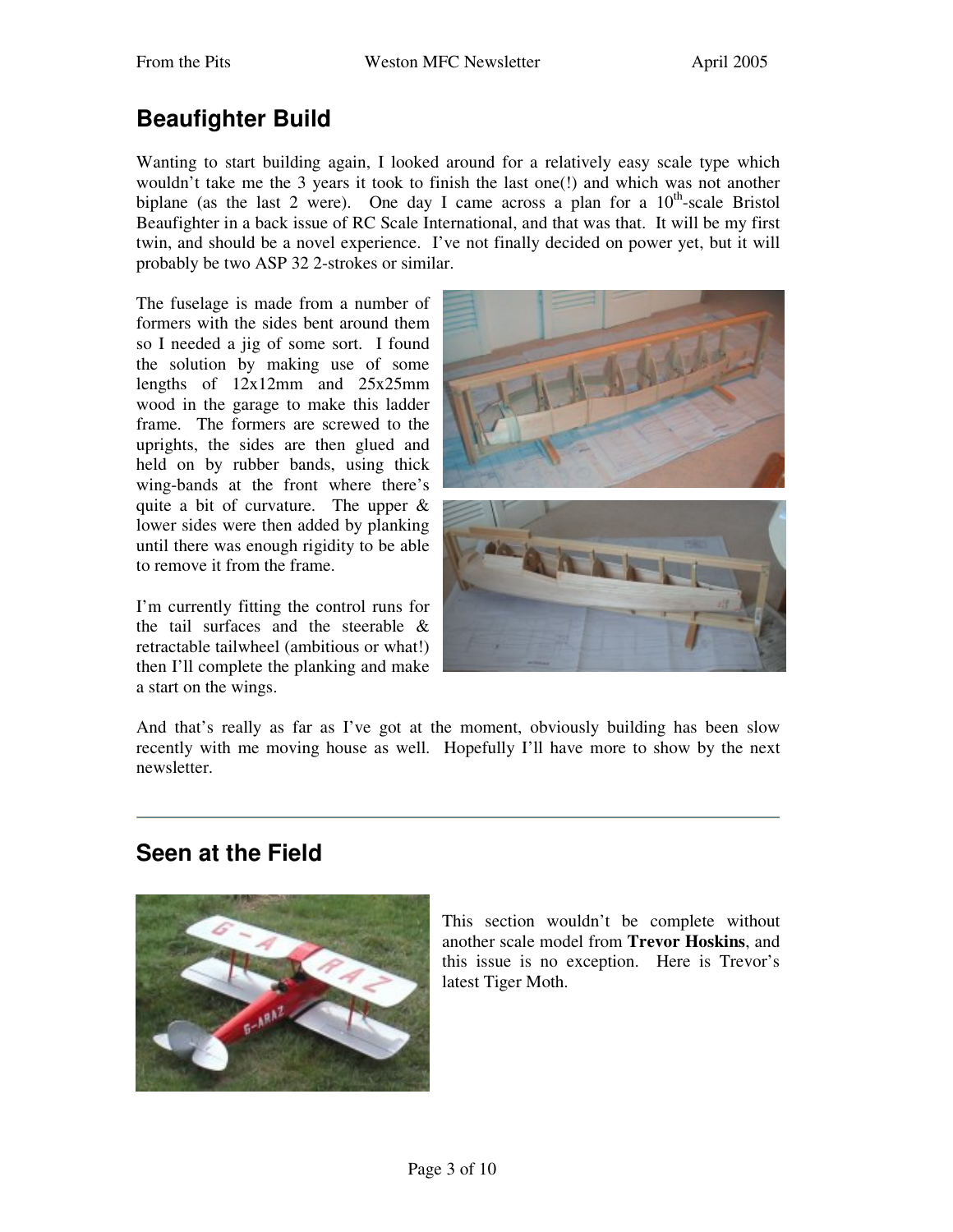## Beaufighter Build

Wanting to start building again, I looked around for a relatively easy scale type which wouldn't take me the 3 years it took to finish the last one(!) and which was not another biplane (as the last 2 were). One day I came across a plan for a 10$^{th}$-scale Bristol Beaufighter in a back issue of RC Scale International, and that was that. It will be my first twin, and should be a novel experience. I've not finally decided on power yet, but it will probably be two ASP 32 2-strokes or similar.

The fuselage is made from a number of formers with the sides bent around them so I needed a jig of some sort. I found the solution by making use of some lengths of 12x12mm and 25x25mm wood in the garage to make this ladder frame. The formers are screwed to the uprights, the sides are then glued and held on by rubber bands, using thick wing-bands at the front where there's quite a bit of curvature. The upper & lower sides were then added by planking until there was enough rigidity to be able to remove it from the frame.

I'm currently fitting the control runs for the tail surfaces and the steerable & retractable tailwheel (ambitious or what!) then I'll complete the planking and make a start on the wings.

And that's really as far as I've got at the moment, obviously building has been slow recently with me moving house as well. Hopefully I'll have more to show by the next newsletter.

---

## Seen at the Field

This section wouldn't be complete without another scale model from **Trevor Hoskins**, and this issue is no exception. Here is Trevor's latest Tiger Moth.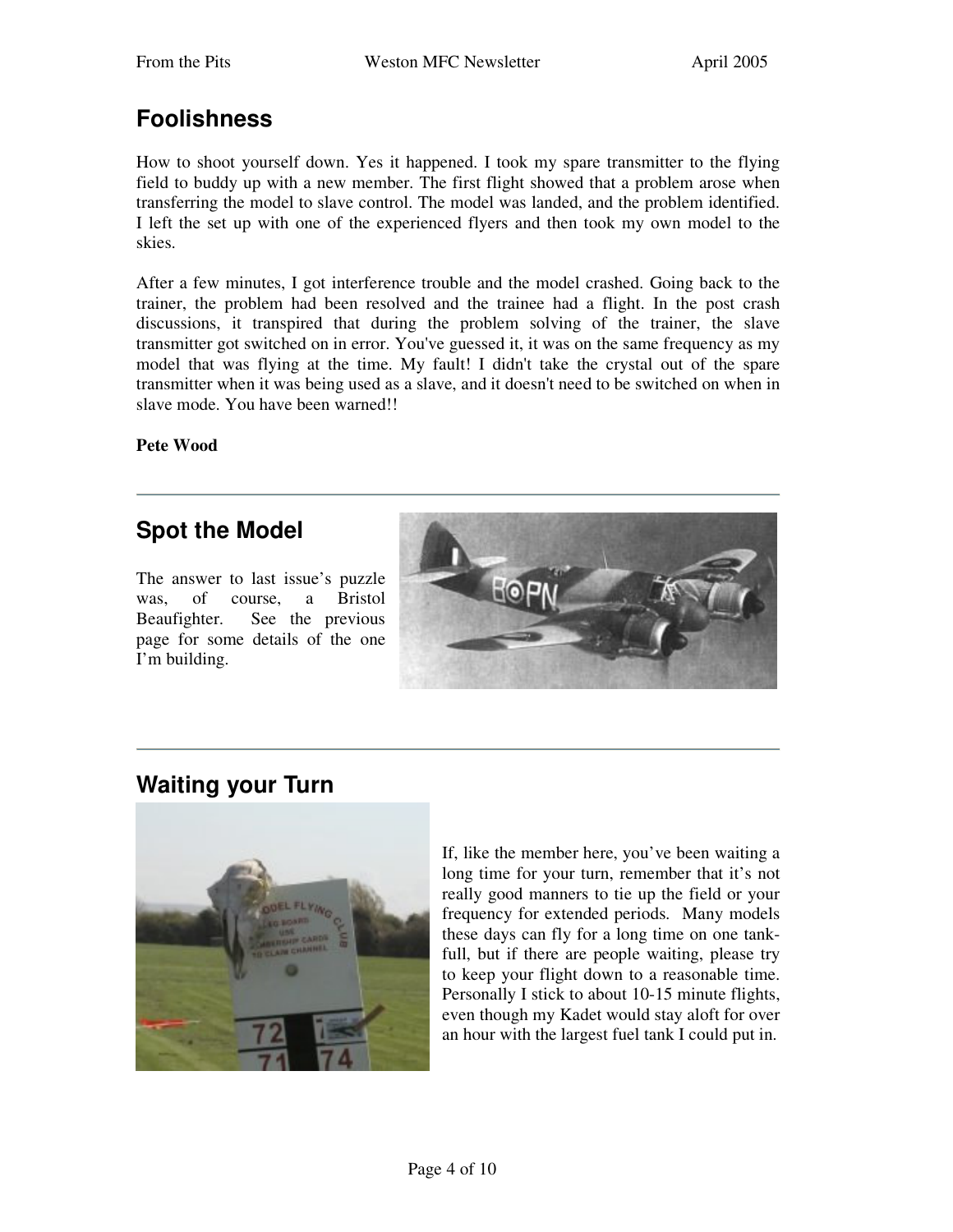## Foolishness

How to shoot yourself down. Yes it happened. I took my spare transmitter to the flying field to buddy up with a new member. The first flight showed that a problem arose when transferring the model to slave control. The model was landed, and the problem identified. I left the set up with one of the experienced flyers and then took my own model to the skies.

After a few minutes, I got interference trouble and the model crashed. Going back to the trainer, the problem had been resolved and the trainee had a flight. In the post crash discussions, it transpired that during the problem solving of the trainer, the slave transmitter got switched on in error. You've guessed it, it was on the same frequency as my model that was flying at the time. My fault! I didn't take the crystal out of the spare transmitter when it was being used as a slave, and it doesn't need to be switched on when in slave mode. You have been warned!!

**Pete Wood**

---

## Spot the Model

The answer to last issue's puzzle was, of course, a Bristol Beaufighter. See the previous page for some details of the one I'm building.

---

## Waiting your Turn

If, like the member here, you've been waiting a long time for your turn, remember that it's not really good manners to tie up the field or your frequency for extended periods. Many models these days can fly for a long time on one tank-full, but if there are people waiting, please try to keep your flight down to a reasonable time. Personally I stick to about 10-15 minute flights, even though my Kadet would stay aloft for over an hour with the largest fuel tank I could put in.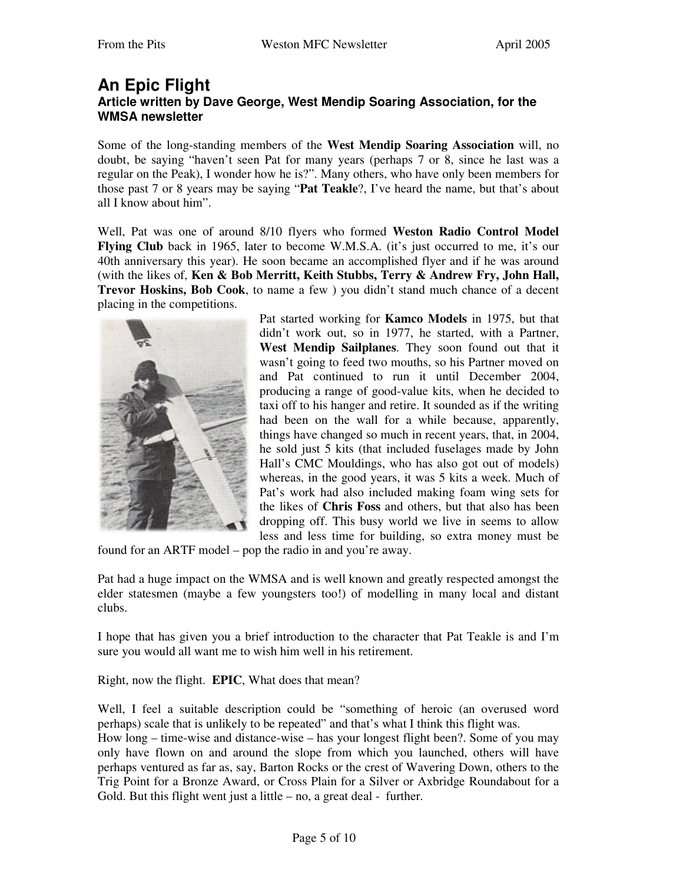# An Epic Flight

### Article written by Dave George, West Mendip Soaring Association, for the WMSA newsletter

Some of the long-standing members of the **West Mendip Soaring Association** will, no doubt, be saying "haven't seen Pat for many years (perhaps 7 or 8, since he last was a regular on the Peak), I wonder how he is?". Many others, who have only been members for those past 7 or 8 years may be saying "**Pat Teakle**?, I've heard the name, but that's about all I know about him".

Well, Pat was one of around 8/10 flyers who formed **Weston Radio Control Model Flying Club** back in 1965, later to become W.M.S.A. (it's just occurred to me, it's our 40th anniversary this year). He soon became an accomplished flyer and if he was around (with the likes of, **Ken & Bob Merritt, Keith Stubbs, Terry & Andrew Fry, John Hall, Trevor Hoskins, Bob Cook**, to name a few ) you didn't stand much chance of a decent placing in the competitions.

Pat started working for **Kamco Models** in 1975, but that didn't work out, so in 1977, he started, with a Partner, **West Mendip Sailplanes**. They soon found out that it wasn't going to feed two mouths, so his Partner moved on and Pat continued to run it until December 2004, producing a range of good-value kits, when he decided to taxi off to his hanger and retire. It sounded as if the writing had been on the wall for a while because, apparently, things have changed so much in recent years, that, in 2004, he sold just 5 kits (that included fuselages made by John Hall's CMC Mouldings, who has also got out of models) whereas, in the good years, it was 5 kits a week. Much of Pat's work had also included making foam wing sets for the likes of **Chris Foss** and others, but that also has been dropping off. This busy world we live in seems to allow less and less time for building, so extra money must be found for an ARTF model – pop the radio in and you're away.

Pat had a huge impact on the WMSA and is well known and greatly respected amongst the elder statesmen (maybe a few youngsters too!) of modelling in many local and distant clubs.

I hope that has given you a brief introduction to the character that Pat Teakle is and I'm sure you would all want me to wish him well in his retirement.

Right, now the flight. **EPIC**, What does that mean?

Well, I feel a suitable description could be "something of heroic (an overused word perhaps) scale that is unlikely to be repeated" and that's what I think this flight was.

How long – time-wise and distance-wise – has your longest flight been?. Some of you may only have flown on and around the slope from which you launched, others will have perhaps ventured as far as, say, Barton Rocks or the crest of Wavering Down, others to the Trig Point for a Bronze Award, or Cross Plain for a Silver or Axbridge Roundabout for a Gold. But this flight went just a little – no, a great deal - further.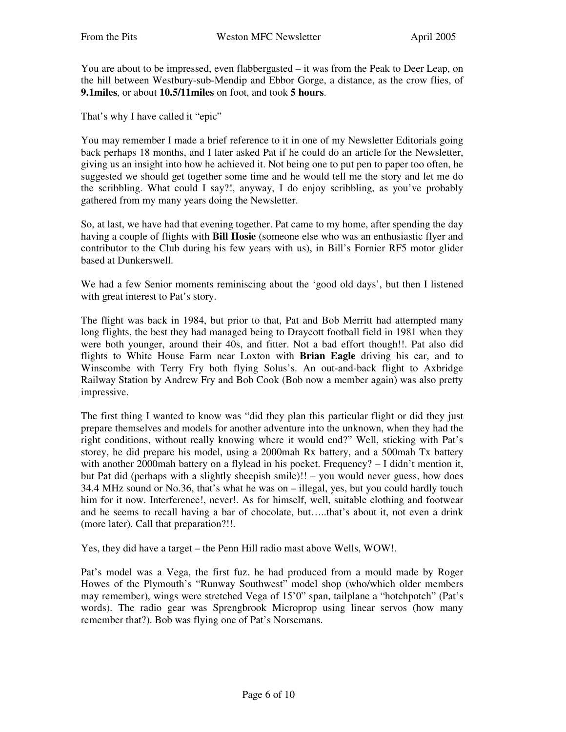You are about to be impressed, even flabbergasted – it was from the Peak to Deer Leap, on the hill between Westbury-sub-Mendip and Ebbor Gorge, a distance, as the crow flies, of **9.1miles**, or about **10.5/11miles** on foot, and took **5 hours**.

That's why I have called it "epic"

You may remember I made a brief reference to it in one of my Newsletter Editorials going back perhaps 18 months, and I later asked Pat if he could do an article for the Newsletter, giving us an insight into how he achieved it. Not being one to put pen to paper too often, he suggested we should get together some time and he would tell me the story and let me do the scribbling. What could I say?!, anyway, I do enjoy scribbling, as you've probably gathered from my many years doing the Newsletter.

So, at last, we have had that evening together. Pat came to my home, after spending the day having a couple of flights with **Bill Hosie** (someone else who was an enthusiastic flyer and contributor to the Club during his few years with us), in Bill's Fornier RF5 motor glider based at Dunkerswell.

We had a few Senior moments reminiscing about the 'good old days', but then I listened with great interest to Pat's story.

The flight was back in 1984, but prior to that, Pat and Bob Merritt had attempted many long flights, the best they had managed being to Draycott football field in 1981 when they were both younger, around their 40s, and fitter. Not a bad effort though!!. Pat also did flights to White House Farm near Loxton with **Brian Eagle** driving his car, and to Winscombe with Terry Fry both flying Solus's. An out-and-back flight to Axbridge Railway Station by Andrew Fry and Bob Cook (Bob now a member again) was also pretty impressive.

The first thing I wanted to know was "did they plan this particular flight or did they just prepare themselves and models for another adventure into the unknown, when they had the right conditions, without really knowing where it would end?" Well, sticking with Pat's storey, he did prepare his model, using a 2000mah Rx battery, and a 500mah Tx battery with another 2000mah battery on a flylead in his pocket. Frequency? – I didn't mention it, but Pat did (perhaps with a slightly sheepish smile)!! – you would never guess, how does 34.4 MHz sound or No.36, that's what he was on – illegal, yes, but you could hardly touch him for it now. Interference!, never!. As for himself, well, suitable clothing and footwear and he seems to recall having a bar of chocolate, but…..that's about it, not even a drink (more later). Call that preparation?!!.

Yes, they did have a target – the Penn Hill radio mast above Wells, WOW!.

Pat's model was a Vega, the first fuz. he had produced from a mould made by Roger Howes of the Plymouth's "Runway Southwest" model shop (who/which older members may remember), wings were stretched Vega of 15'0" span, tailplane a "hotchpotch" (Pat's words). The radio gear was Sprengbrook Microprop using linear servos (how many remember that?). Bob was flying one of Pat's Norsemans.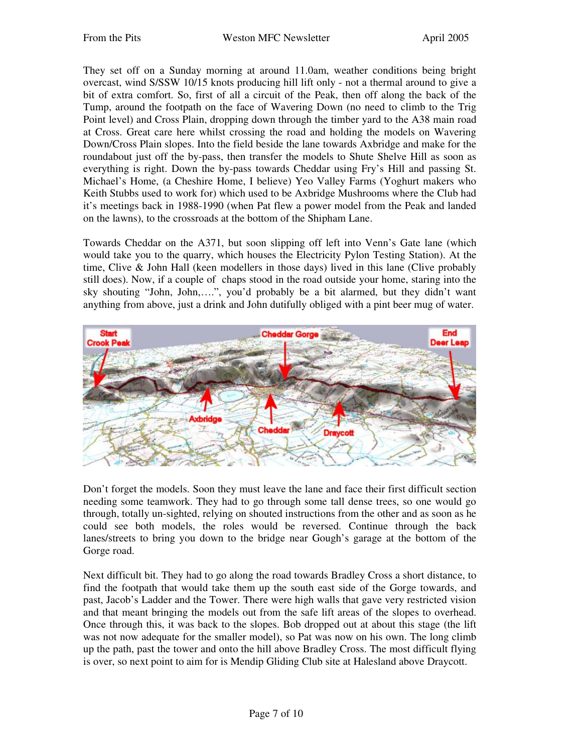They set off on a Sunday morning at around 11.0am, weather conditions being bright overcast, wind S/SSW 10/15 knots producing hill lift only - not a thermal around to give a bit of extra comfort. So, first of all a circuit of the Peak, then off along the back of the Tump, around the footpath on the face of Wavering Down (no need to climb to the Trig Point level) and Cross Plain, dropping down through the timber yard to the A38 main road at Cross. Great care here whilst crossing the road and holding the models on Wavering Down/Cross Plain slopes. Into the field beside the lane towards Axbridge and make for the roundabout just off the by-pass, then transfer the models to Shute Shelve Hill as soon as everything is right. Down the by-pass towards Cheddar using Fry's Hill and passing St. Michael's Home, (a Cheshire Home, I believe) Yeo Valley Farms (Yoghurt makers who Keith Stubbs used to work for) which used to be Axbridge Mushrooms where the Club had it's meetings back in 1988-1990 (when Pat flew a power model from the Peak and landed on the lawns), to the crossroads at the bottom of the Shipham Lane.

Towards Cheddar on the A371, but soon slipping off left into Venn's Gate lane (which would take you to the quarry, which houses the Electricity Pylon Testing Station). At the time, Clive & John Hall (keen modellers in those days) lived in this lane (Clive probably still does). Now, if a couple of chaps stood in the road outside your home, staring into the sky shouting "John, John,….", you'd probably be a bit alarmed, but they didn't want anything from above, just a drink and John dutifully obliged with a pint beer mug of water.

Don't forget the models. Soon they must leave the lane and face their first difficult section needing some teamwork. They had to go through some tall dense trees, so one would go through, totally un-sighted, relying on shouted instructions from the other and as soon as he could see both models, the roles would be reversed. Continue through the back lanes/streets to bring you down to the bridge near Gough's garage at the bottom of the Gorge road.

Next difficult bit. They had to go along the road towards Bradley Cross a short distance, to find the footpath that would take them up the south east side of the Gorge towards, and past, Jacob's Ladder and the Tower. There were high walls that gave very restricted vision and that meant bringing the models out from the safe lift areas of the slopes to overhead. Once through this, it was back to the slopes. Bob dropped out at about this stage (the lift was not now adequate for the smaller model), so Pat was now on his own. The long climb up the path, past the tower and onto the hill above Bradley Cross. The most difficult flying is over, so next point to aim for is Mendip Gliding Club site at Halesland above Draycott.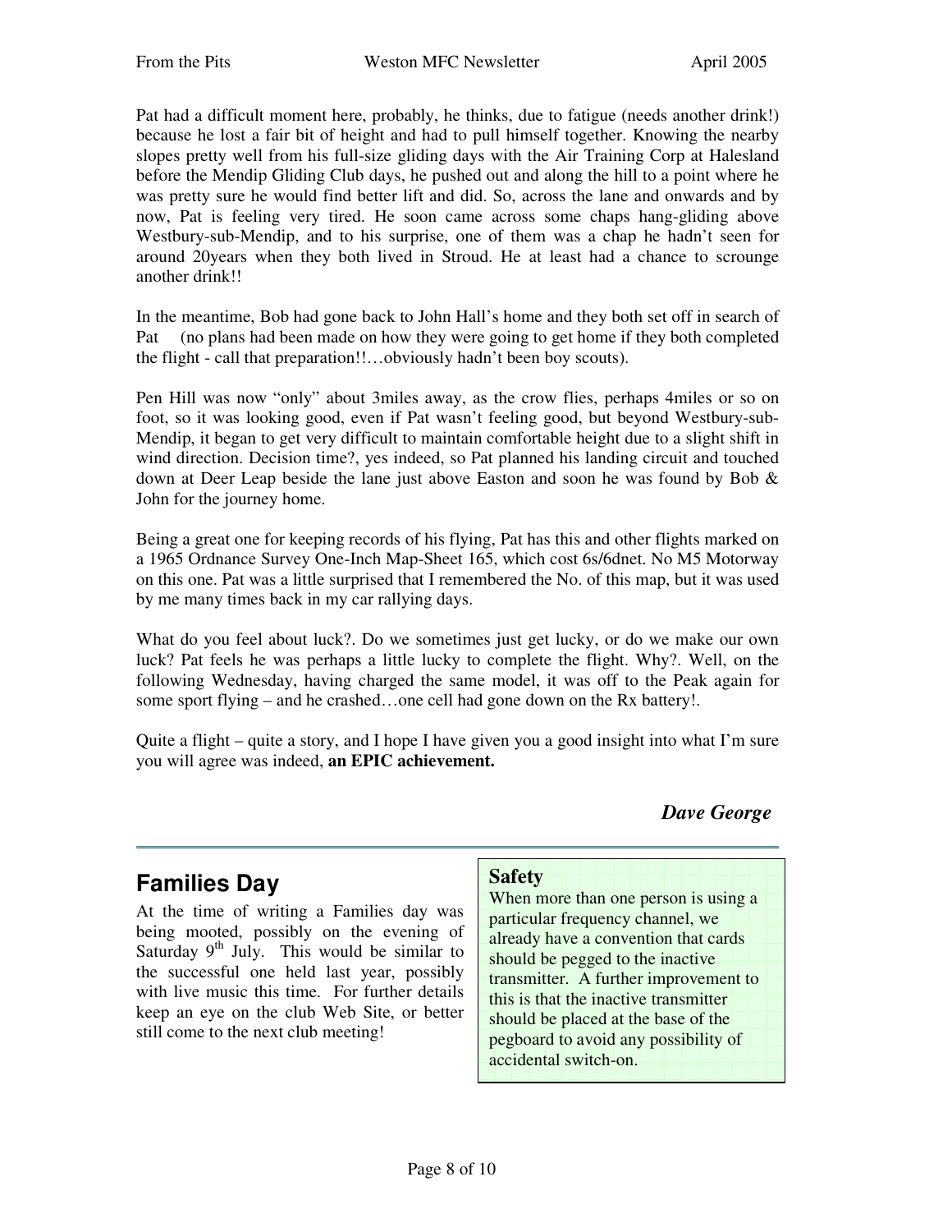Pat had a difficult moment here, probably, he thinks, due to fatigue (needs another drink!) because he lost a fair bit of height and had to pull himself together. Knowing the nearby slopes pretty well from his full-size gliding days with the Air Training Corp at Halesland before the Mendip Gliding Club days, he pushed out and along the hill to a point where he was pretty sure he would find better lift and did. So, across the lane and onwards and by now, Pat is feeling very tired. He soon came across some chaps hang-gliding above Westbury-sub-Mendip, and to his surprise, one of them was a chap he hadn't seen for around 20years when they both lived in Stroud. He at least had a chance to scrounge another drink!!

In the meantime, Bob had gone back to John Hall's home and they both set off in search of Pat (no plans had been made on how they were going to get home if they both completed the flight - call that preparation!!…obviously hadn't been boy scouts).

Pen Hill was now "only" about 3miles away, as the crow flies, perhaps 4miles or so on foot, so it was looking good, even if Pat wasn't feeling good, but beyond Westbury-sub-Mendip, it began to get very difficult to maintain comfortable height due to a slight shift in wind direction. Decision time?, yes indeed, so Pat planned his landing circuit and touched down at Deer Leap beside the lane just above Easton and soon he was found by Bob & John for the journey home.

Being a great one for keeping records of his flying, Pat has this and other flights marked on a 1965 Ordnance Survey One-Inch Map-Sheet 165, which cost 6s/6dnet. No M5 Motorway on this one. Pat was a little surprised that I remembered the No. of this map, but it was used by me many times back in my car rallying days.

What do you feel about luck?. Do we sometimes just get lucky, or do we make our own luck? Pat feels he was perhaps a little lucky to complete the flight. Why?. Well, on the following Wednesday, having charged the same model, it was off to the Peak again for some sport flying – and he crashed…one cell had gone down on the Rx battery!.

Quite a flight – quite a story, and I hope I have given you a good insight into what I'm sure you will agree was indeed, **an EPIC achievement.**

***Dave George***

---

## Families Day

At the time of writing a Families day was being mooted, possibly on the evening of Saturday 9th July. This would be similar to the successful one held last year, possibly with live music this time. For further details keep an eye on the club Web Site, or better still come to the next club meeting!

**Safety**

When more than one person is using a particular frequency channel, we already have a convention that cards should be pegged to the inactive transmitter. A further improvement to this is that the inactive transmitter should be placed at the base of the pegboard to avoid any possibility of accidental switch-on.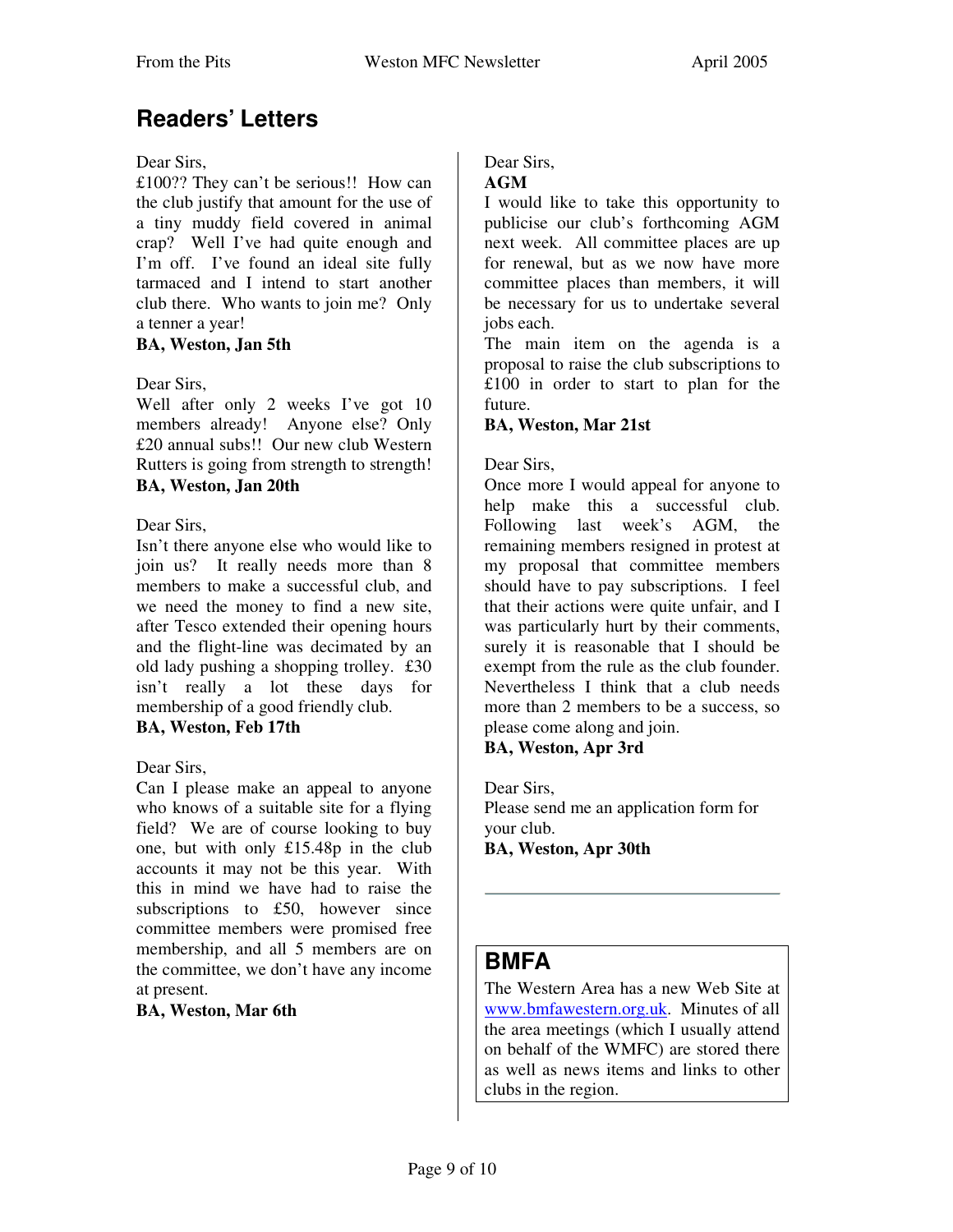## Readers' Letters

Dear Sirs,
£100?? They can't be serious!! How can the club justify that amount for the use of a tiny muddy field covered in animal crap? Well I've had quite enough and I'm off. I've found an ideal site fully tarmaced and I intend to start another club there. Who wants to join me? Only a tenner a year!
**BA, Weston, Jan 5th**

Dear Sirs,
Well after only 2 weeks I've got 10 members already! Anyone else? Only £20 annual subs!! Our new club Western Rutters is going from strength to strength!
**BA, Weston, Jan 20th**

Dear Sirs,
Isn't there anyone else who would like to join us? It really needs more than 8 members to make a successful club, and we need the money to find a new site, after Tesco extended their opening hours and the flight-line was decimated by an old lady pushing a shopping trolley. £30 isn't really a lot these days for membership of a good friendly club.
**BA, Weston, Feb 17th**

Dear Sirs,
Can I please make an appeal to anyone who knows of a suitable site for a flying field? We are of course looking to buy one, but with only £15.48p in the club accounts it may not be this year. With this in mind we have had to raise the subscriptions to £50, however since committee members were promised free membership, and all 5 members are on the committee, we don't have any income at present.
**BA, Weston, Mar 6th**

Dear Sirs,
**AGM**
I would like to take this opportunity to publicise our club's forthcoming AGM next week. All committee places are up for renewal, but as we now have more committee places than members, it will be necessary for us to undertake several jobs each.
The main item on the agenda is a proposal to raise the club subscriptions to £100 in order to start to plan for the future.
**BA, Weston, Mar 21st**

Dear Sirs,
Once more I would appeal for anyone to help make this a successful club. Following last week's AGM, the remaining members resigned in protest at my proposal that committee members should have to pay subscriptions. I feel that their actions were quite unfair, and I was particularly hurt by their comments, surely it is reasonable that I should be exempt from the rule as the club founder. Nevertheless I think that a club needs more than 2 members to be a success, so please come along and join.
**BA, Weston, Apr 3rd**

Dear Sirs,
Please send me an application form for your club.
**BA, Weston, Apr 30th**

---

## BMFA

The Western Area has a new Web Site at www.bmfawestern.org.uk. Minutes of all the area meetings (which I usually attend on behalf of the WMFC) are stored there as well as news items and links to other clubs in the region.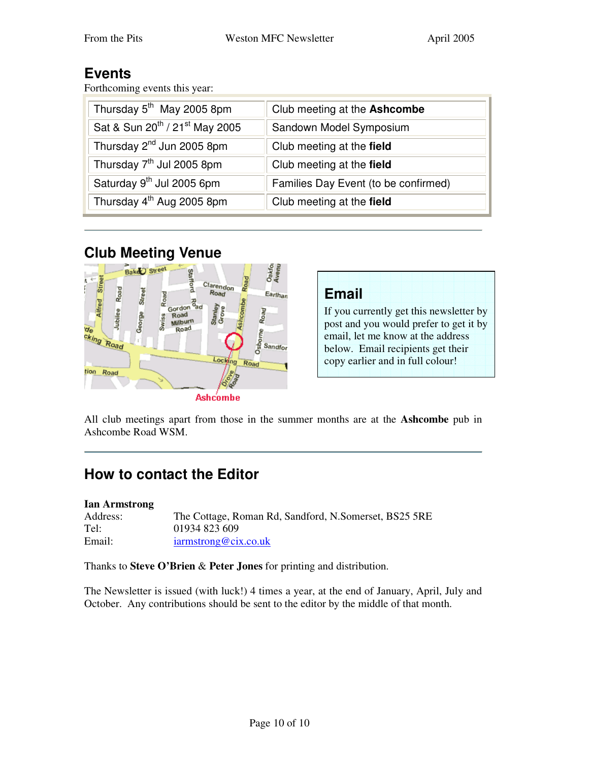## Events

Forthcoming events this year:

| | |
|---|---|
| Thursday 5th May 2005 8pm | Club meeting at the **Ashcombe** |
| Sat & Sun 20th / 21st May 2005 | Sandown Model Symposium |
| Thursday 2nd Jun 2005 8pm | Club meeting at the **field** |
| Thursday 7th Jul 2005 8pm | Club meeting at the **field** |
| Saturday 9th Jul 2005 6pm | Families Day Event (to be confirmed) |
| Thursday 4th Aug 2005 8pm | Club meeting at the **field** |

---

## Club Meeting Venue

Ashcombe

### Email

If you currently get this newsletter by post and you would prefer to get it by email, let me know at the address below. Email recipients get their copy earlier and in full colour!

All club meetings apart from those in the summer months are at the **Ashcombe** pub in Ashcombe Road WSM.

---

## How to contact the Editor

**Ian Armstrong**

| | |
|---|---|
| Address: | The Cottage, Roman Rd, Sandford, N.Somerset, BS25 5RE |
| Tel: | 01934 823 609 |
| Email: | iarmstrong@cix.co.uk |

Thanks to **Steve O'Brien** & **Peter Jones** for printing and distribution.

The Newsletter is issued (with luck!) 4 times a year, at the end of January, April, July and October. Any contributions should be sent to the editor by the middle of that month.